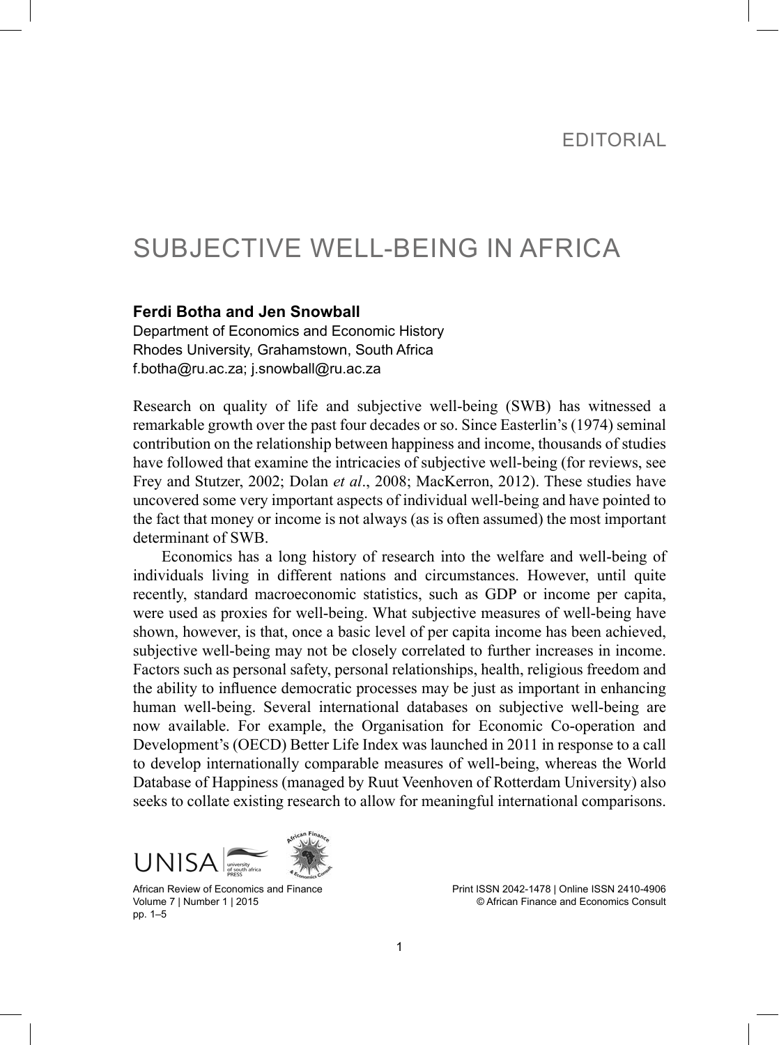EDITORIAL

# SUBJECTIVE WELL-BEING IN AFRICA

**Ferdi Botha and Jen Snowball**

Department of Economics and Economic History
Rhodes University, Grahamstown, South Africa
f.botha@ru.ac.za; j.snowball@ru.ac.za

Research on quality of life and subjective well-being (SWB) has witnessed a remarkable growth over the past four decades or so. Since Easterlin's (1974) seminal contribution on the relationship between happiness and income, thousands of studies have followed that examine the intricacies of subjective well-being (for reviews, see Frey and Stutzer, 2002; Dolan *et al*., 2008; MacKerron, 2012). These studies have uncovered some very important aspects of individual well-being and have pointed to the fact that money or income is not always (as is often assumed) the most important determinant of SWB.

Economics has a long history of research into the welfare and well-being of individuals living in different nations and circumstances. However, until quite recently, standard macroeconomic statistics, such as GDP or income per capita, were used as proxies for well-being. What subjective measures of well-being have shown, however, is that, once a basic level of per capita income has been achieved, subjective well-being may not be closely correlated to further increases in income. Factors such as personal safety, personal relationships, health, religious freedom and the ability to influence democratic processes may be just as important in enhancing human well-being. Several international databases on subjective well-being are now available. For example, the Organisation for Economic Co-operation and Development's (OECD) Better Life Index was launched in 2011 in response to a call to develop internationally comparable measures of well-being, whereas the World Database of Happiness (managed by Ruut Veenhoven of Rotterdam University) also seeks to collate existing research to allow for meaningful international comparisons.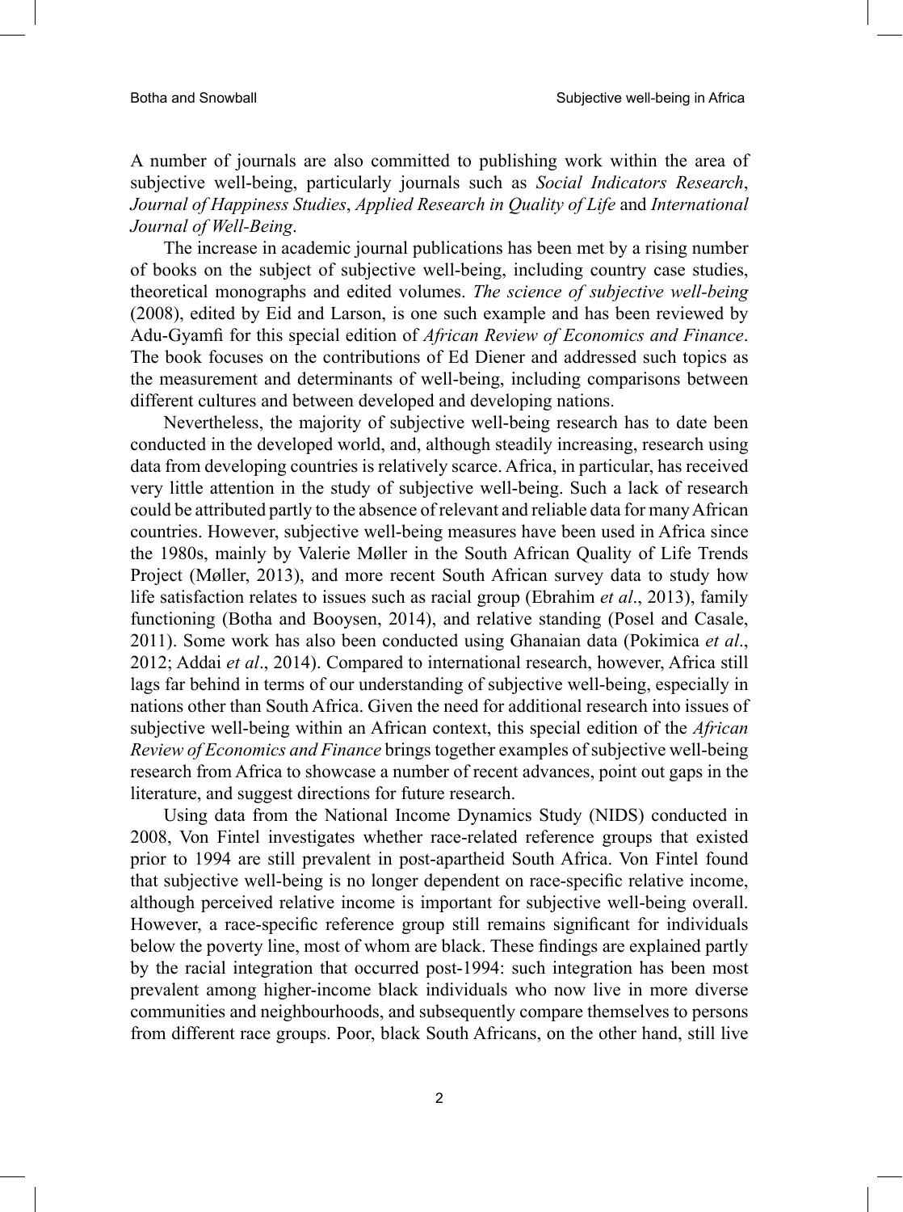A number of journals are also committed to publishing work within the area of subjective well-being, particularly journals such as *Social Indicators Research*, *Journal of Happiness Studies*, *Applied Research in Quality of Life* and *International Journal of Well-Being*.

The increase in academic journal publications has been met by a rising number of books on the subject of subjective well-being, including country case studies, theoretical monographs and edited volumes. *The science of subjective well-being* (2008), edited by Eid and Larson, is one such example and has been reviewed by Adu-Gyamfi for this special edition of *African Review of Economics and Finance*. The book focuses on the contributions of Ed Diener and addressed such topics as the measurement and determinants of well-being, including comparisons between different cultures and between developed and developing nations.

Nevertheless, the majority of subjective well-being research has to date been conducted in the developed world, and, although steadily increasing, research using data from developing countries is relatively scarce. Africa, in particular, has received very little attention in the study of subjective well-being. Such a lack of research could be attributed partly to the absence of relevant and reliable data for many African countries. However, subjective well-being measures have been used in Africa since the 1980s, mainly by Valerie Møller in the South African Quality of Life Trends Project (Møller, 2013), and more recent South African survey data to study how life satisfaction relates to issues such as racial group (Ebrahim *et al*., 2013), family functioning (Botha and Booysen, 2014), and relative standing (Posel and Casale, 2011). Some work has also been conducted using Ghanaian data (Pokimica *et al*., 2012; Addai *et al*., 2014). Compared to international research, however, Africa still lags far behind in terms of our understanding of subjective well-being, especially in nations other than South Africa. Given the need for additional research into issues of subjective well-being within an African context, this special edition of the *African Review of Economics and Finance* brings together examples of subjective well-being research from Africa to showcase a number of recent advances, point out gaps in the literature, and suggest directions for future research.

Using data from the National Income Dynamics Study (NIDS) conducted in 2008, Von Fintel investigates whether race-related reference groups that existed prior to 1994 are still prevalent in post-apartheid South Africa. Von Fintel found that subjective well-being is no longer dependent on race-specific relative income, although perceived relative income is important for subjective well-being overall. However, a race-specific reference group still remains significant for individuals below the poverty line, most of whom are black. These findings are explained partly by the racial integration that occurred post-1994: such integration has been most prevalent among higher-income black individuals who now live in more diverse communities and neighbourhoods, and subsequently compare themselves to persons from different race groups. Poor, black South Africans, on the other hand, still live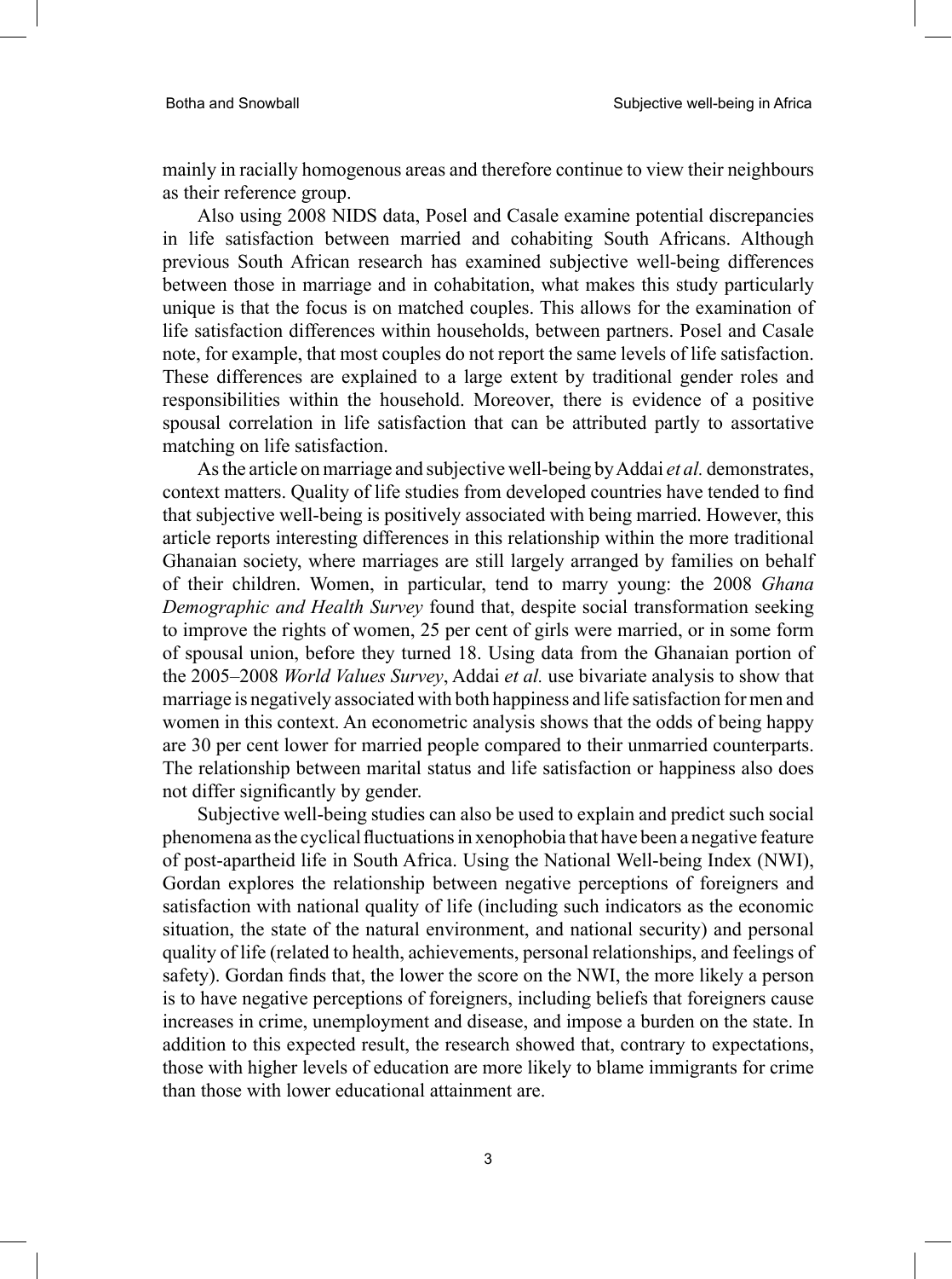mainly in racially homogenous areas and therefore continue to view their neighbours as their reference group.

Also using 2008 NIDS data, Posel and Casale examine potential discrepancies in life satisfaction between married and cohabiting South Africans. Although previous South African research has examined subjective well-being differences between those in marriage and in cohabitation, what makes this study particularly unique is that the focus is on matched couples. This allows for the examination of life satisfaction differences within households, between partners. Posel and Casale note, for example, that most couples do not report the same levels of life satisfaction. These differences are explained to a large extent by traditional gender roles and responsibilities within the household. Moreover, there is evidence of a positive spousal correlation in life satisfaction that can be attributed partly to assortative matching on life satisfaction.

As the article on marriage and subjective well-being by Addai *et al.* demonstrates, context matters. Quality of life studies from developed countries have tended to find that subjective well-being is positively associated with being married. However, this article reports interesting differences in this relationship within the more traditional Ghanaian society, where marriages are still largely arranged by families on behalf of their children. Women, in particular, tend to marry young: the 2008 *Ghana Demographic and Health Survey* found that, despite social transformation seeking to improve the rights of women, 25 per cent of girls were married, or in some form of spousal union, before they turned 18. Using data from the Ghanaian portion of the 2005–2008 *World Values Survey*, Addai *et al.* use bivariate analysis to show that marriage is negatively associated with both happiness and life satisfaction for men and women in this context. An econometric analysis shows that the odds of being happy are 30 per cent lower for married people compared to their unmarried counterparts. The relationship between marital status and life satisfaction or happiness also does not differ significantly by gender.

Subjective well-being studies can also be used to explain and predict such social phenomena as the cyclical fluctuations in xenophobia that have been a negative feature of post-apartheid life in South Africa. Using the National Well-being Index (NWI), Gordan explores the relationship between negative perceptions of foreigners and satisfaction with national quality of life (including such indicators as the economic situation, the state of the natural environment, and national security) and personal quality of life (related to health, achievements, personal relationships, and feelings of safety). Gordan finds that, the lower the score on the NWI, the more likely a person is to have negative perceptions of foreigners, including beliefs that foreigners cause increases in crime, unemployment and disease, and impose a burden on the state. In addition to this expected result, the research showed that, contrary to expectations, those with higher levels of education are more likely to blame immigrants for crime than those with lower educational attainment are.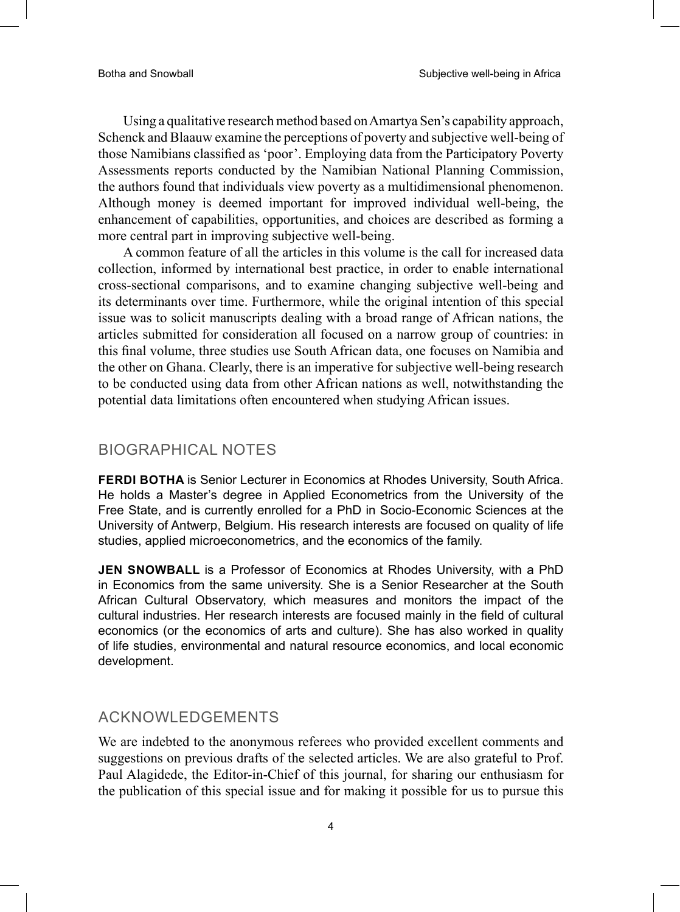Using a qualitative research method based on Amartya Sen's capability approach, Schenck and Blaauw examine the perceptions of poverty and subjective well-being of those Namibians classified as 'poor'. Employing data from the Participatory Poverty Assessments reports conducted by the Namibian National Planning Commission, the authors found that individuals view poverty as a multidimensional phenomenon. Although money is deemed important for improved individual well-being, the enhancement of capabilities, opportunities, and choices are described as forming a more central part in improving subjective well-being.

A common feature of all the articles in this volume is the call for increased data collection, informed by international best practice, in order to enable international cross-sectional comparisons, and to examine changing subjective well-being and its determinants over time. Furthermore, while the original intention of this special issue was to solicit manuscripts dealing with a broad range of African nations, the articles submitted for consideration all focused on a narrow group of countries: in this final volume, three studies use South African data, one focuses on Namibia and the other on Ghana. Clearly, there is an imperative for subjective well-being research to be conducted using data from other African nations as well, notwithstanding the potential data limitations often encountered when studying African issues.

## BIOGRAPHICAL NOTES

**FERDI BOTHA** is Senior Lecturer in Economics at Rhodes University, South Africa. He holds a Master's degree in Applied Econometrics from the University of the Free State, and is currently enrolled for a PhD in Socio-Economic Sciences at the University of Antwerp, Belgium. His research interests are focused on quality of life studies, applied microeconometrics, and the economics of the family.

**JEN SNOWBALL** is a Professor of Economics at Rhodes University, with a PhD in Economics from the same university. She is a Senior Researcher at the South African Cultural Observatory, which measures and monitors the impact of the cultural industries. Her research interests are focused mainly in the field of cultural economics (or the economics of arts and culture). She has also worked in quality of life studies, environmental and natural resource economics, and local economic development.

## ACKNOWLEDGEMENTS

We are indebted to the anonymous referees who provided excellent comments and suggestions on previous drafts of the selected articles. We are also grateful to Prof. Paul Alagidede, the Editor-in-Chief of this journal, for sharing our enthusiasm for the publication of this special issue and for making it possible for us to pursue this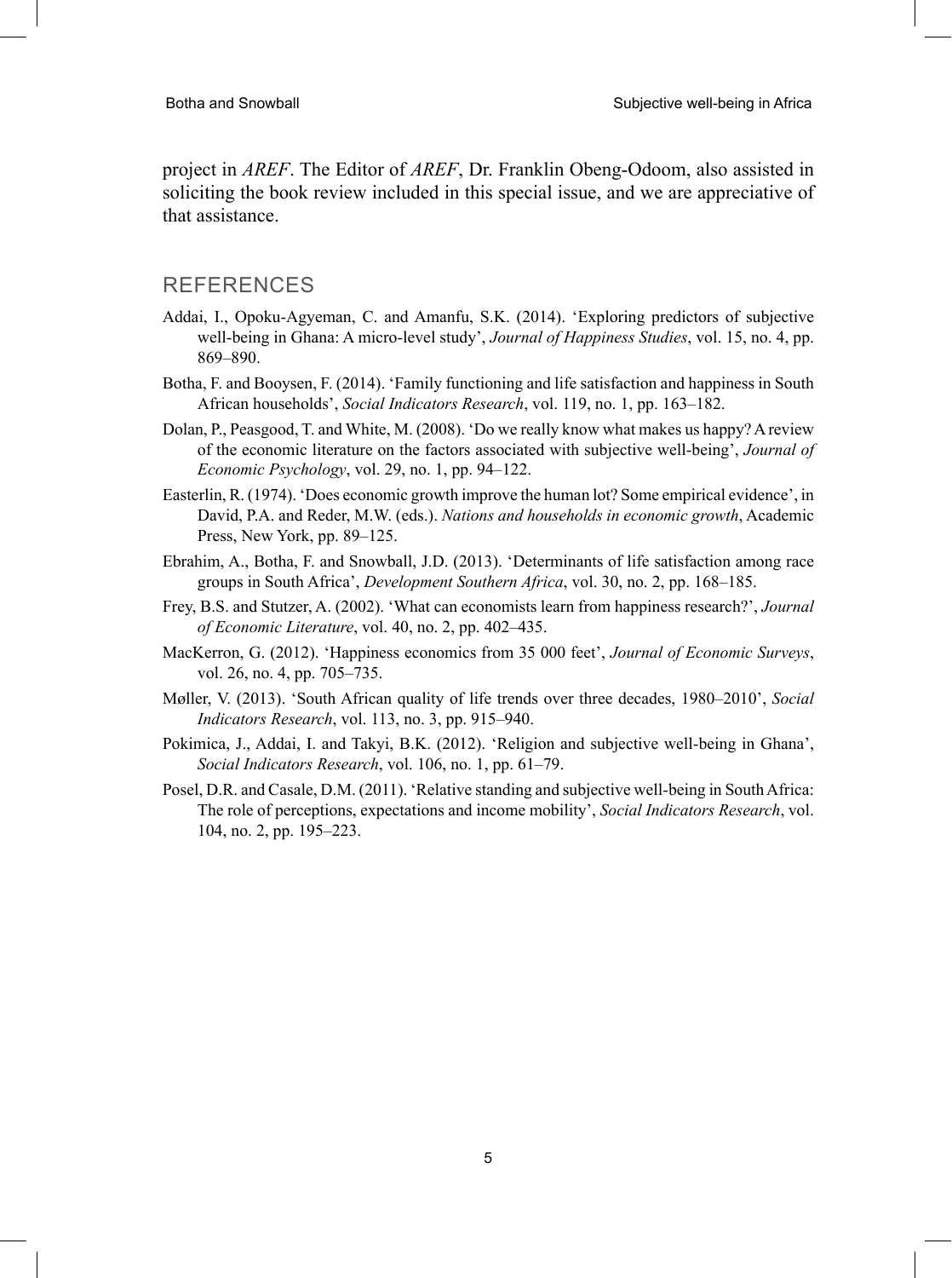project in *AREF*. The Editor of *AREF*, Dr. Franklin Obeng-Odoom, also assisted in soliciting the book review included in this special issue, and we are appreciative of that assistance.

## REFERENCES

Addai, I., Opoku-Agyeman, C. and Amanfu, S.K. (2014). 'Exploring predictors of subjective well-being in Ghana: A micro-level study', *Journal of Happiness Studies*, vol. 15, no. 4, pp. 869–890.

Botha, F. and Booysen, F. (2014). 'Family functioning and life satisfaction and happiness in South African households', *Social Indicators Research*, vol. 119, no. 1, pp. 163–182.

Dolan, P., Peasgood, T. and White, M. (2008). 'Do we really know what makes us happy? A review of the economic literature on the factors associated with subjective well-being', *Journal of Economic Psychology*, vol. 29, no. 1, pp. 94–122.

Easterlin, R. (1974). 'Does economic growth improve the human lot? Some empirical evidence', in David, P.A. and Reder, M.W. (eds.). *Nations and households in economic growth*, Academic Press, New York, pp. 89–125.

Ebrahim, A., Botha, F. and Snowball, J.D. (2013). 'Determinants of life satisfaction among race groups in South Africa', *Development Southern Africa*, vol. 30, no. 2, pp. 168–185.

Frey, B.S. and Stutzer, A. (2002). 'What can economists learn from happiness research?', *Journal of Economic Literature*, vol. 40, no. 2, pp. 402–435.

MacKerron, G. (2012). 'Happiness economics from 35 000 feet', *Journal of Economic Surveys*, vol. 26, no. 4, pp. 705–735.

Møller, V. (2013). 'South African quality of life trends over three decades, 1980–2010', *Social Indicators Research*, vol. 113, no. 3, pp. 915–940.

Pokimica, J., Addai, I. and Takyi, B.K. (2012). 'Religion and subjective well-being in Ghana', *Social Indicators Research*, vol. 106, no. 1, pp. 61–79.

Posel, D.R. and Casale, D.M. (2011). 'Relative standing and subjective well-being in South Africa: The role of perceptions, expectations and income mobility', *Social Indicators Research*, vol. 104, no. 2, pp. 195–223.